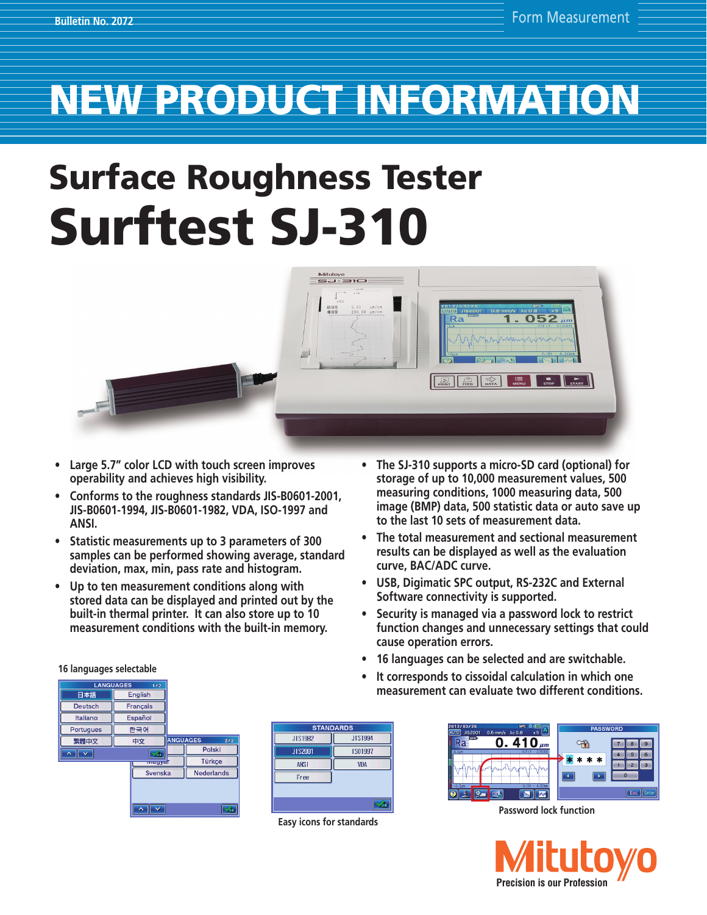Bulletin No. 2072

Form Measurement

# NEW PRODUCT INFORMATION

## Surface Roughness Tester

# Surftest SJ-310

- Large 5.7" color LCD with touch screen improves operability and achieves high visibility.
- Conforms to the roughness standards JIS-B0601-2001, JIS-B0601-1994, JIS-B0601-1982, VDA, ISO-1997 and ANSI.
- Statistic measurements up to 3 parameters of 300 samples can be performed showing average, standard deviation, max, min, pass rate and histogram.
- Up to ten measurement conditions along with stored data can be displayed and printed out by the built-in thermal printer. It can also store up to 10 measurement conditions with the built-in memory.
- The SJ-310 supports a micro-SD card (optional) for storage of up to 10,000 measurement values, 500 measuring conditions, 1000 measuring data, 500 image (BMP) data, 500 statistic data or auto save up to the last 10 sets of measurement data.
- The total measurement and sectional measurement results can be displayed as well as the evaluation curve, BAC/ADC curve.
- USB, Digimatic SPC output, RS-232C and External Software connectivity is supported.
- Security is managed via a password lock to restrict function changes and unnecessary settings that could cause operation errors.
- 16 languages can be selected and are switchable.
- It corresponds to cissoidal calculation in which one measurement can evaluate two different conditions.

16 languages selectable

Easy icons for standards

Password lock function

Mitutoyo
Precision is our Profession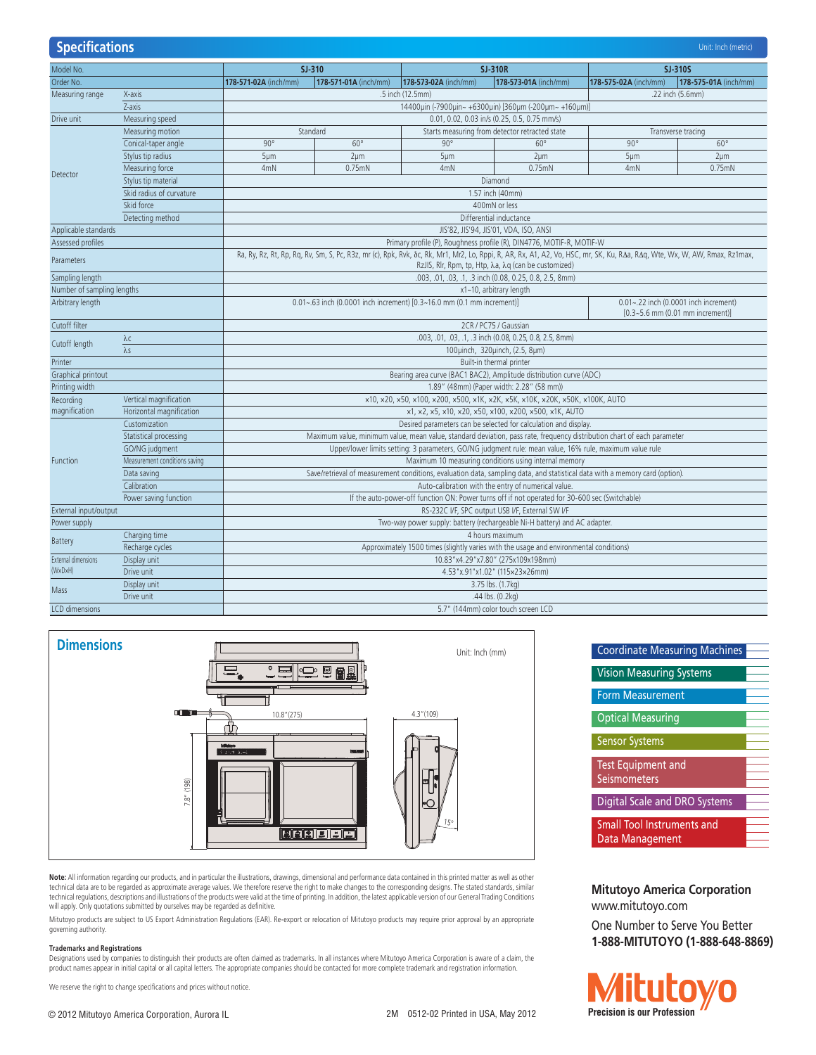## Specifications

Unit: Inch (metric)

| Model No. | | SJ-310 | | SJ-310R | | SJ-310S | |
|---|---|---|---|---|---|---|---|
| Order No. | | 178-571-02A (inch/mm) | 178-571-01A (inch/mm) | 178-573-02A (inch/mm) | 178-573-01A (inch/mm) | 178-575-02A (inch/mm) | 178-575-01A (inch/mm) |
| Measuring range | X-axis | .5 inch (12.5mm) | | | | .22 inch (5.6mm) | |
| | Z-axis | 14400µin (-7900µin~ +6300µin) [360µm (-200µm~ +160µm)] | | | | | |
| Drive unit | Measuring speed | 0.01, 0.02, 0.03 in/s (0.25, 0.5, 0.75 mm/s) | | | | | |
| | Measuring motion | Standard | | Starts measuring from detector retracted state | | Transverse tracing | |
| Detector | Conical-taper angle | 90° | 60° | 90° | 60° | 90° | 60° |
| | Stylus tip radius | 5µm | 2µm | 5µm | 2µm | 5µm | 2µm |
| | Measuring force | 4mN | 0.75mN | 4mN | 0.75mN | 4mN | 0.75mN |
| | Stylus tip material | Diamond | | | | | |
| | Skid radius of curvature | 1.57 inch (40mm) | | | | | |
| | Skid force | 400mN or less | | | | | |
| | Detecting method | Differential inductance | | | | | |
| Applicable standards | | JIS'82, JIS'94, JIS'01, VDA, ISO, ANSI | | | | | |
| Assessed profiles | | Primary profile (P), Roughness profile (R), DIN4776, MOTIF-R, MOTIF-W | | | | | |
| Parameters | | Ra, Ry, Rz, Rt, Rp, Rq, Rv, Sm, S, Pc, R3z, mr (c), Rpk, Rvk, δc, Rk, Mr1, Mr2, Lo, Rppi, R, AR, Rx, A1, A2, Vo, HSC, mr, SK, Ku, RΔa, RΔq, Wte, Wx, W, AW, Rmax, Rz1max, RzJIS, Rlr, Rpm, tp, Htp, λa, λq (can be customized) | | | | | |
| Sampling length | | .003, .01, .03, .1, .3 inch (0.08, 0.25, 0.8, 2.5, 8mm) | | | | | |
| Number of sampling lengths | | x1~10, arbitrary length | | | | | |
| Arbitrary length | | 0.01~.63 inch (0.0001 inch increment) [0.3~16.0 mm (0.1 mm increment)] | | | | 0.01~.22 inch (0.0001 inch increment) [0.3~5.6 mm (0.01 mm increment)] | |
| Cutoff filter | | 2CR / PC75 / Gaussian | | | | | |
| Cutoff length | λc | .003, .01, .03, .1, .3 inch (0.08, 0.25, 0.8, 2.5, 8mm) | | | | | |
| | λs | 100µinch, 320µinch, (2.5, 8µm) | | | | | |
| Printer | | Built-in thermal printer | | | | | |
| Graphical printout | | Bearing area curve (BAC1 BAC2), Amplitude distribution curve (ADC) | | | | | |
| Printing width | | 1.89" (48mm) (Paper width: 2.28" (58 mm)) | | | | | |
| Recording magnification | Vertical magnification | x10, x20, x50, x100, x200, x500, x1K, x2K, x5K, x10K, x20K, x50K, x100K, AUTO | | | | | |
| | Horizontal magnification | x1, x2, x5, x10, x20, x50, x100, x200, x500, x1K, AUTO | | | | | |
| Function | Customization | Desired parameters can be selected for calculation and display. | | | | | |
| | Statistical processing | Maximum value, minimum value, mean value, standard deviation, pass rate, frequency distribution chart of each parameter | | | | | |
| | GO/NG judgment | Upper/lower limits setting: 3 parameters, GO/NG judgment rule: mean value, 16% rule, maximum value rule | | | | | |
| | Measurement conditions saving | Maximum 10 measuring conditions using internal memory | | | | | |
| | Data saving | Save/retrieval of measurement conditions, evaluation data, sampling data, and statistical data with a memory card (option). | | | | | |
| | Calibration | Auto-calibration with the entry of numerical value. | | | | | |
| | Power saving function | If the auto-power-off function ON: Power turns off if not operated for 30-600 sec (Switchable) | | | | | |
| External input/output | | RS-232C I/F, SPC output USB I/F, External SW I/F | | | | | |
| Power supply | | Two-way power supply: battery (rechargeable Ni-H battery) and AC adapter. | | | | | |
| Battery | Charging time | 4 hours maximum | | | | | |
| | Recharge cycles | Approximately 1500 times (slightly varies with the usage and environmental conditions) | | | | | |
| External dimensions (WxDxH) | Display unit | 10.83"x4.29"x7.80" (275x109x198mm) | | | | | |
| | Drive unit | 4.53"x.91"x1.02" (115x23x26mm) | | | | | |
| Mass | Display unit | 3.75 lbs. (1.7kg) | | | | | |
| | Drive unit | .44 lbs. (0.2kg) | | | | | |
| LCD dimensions | | 5.7" (144mm) color touch screen LCD | | | | | |

## Dimensions

Unit: Inch (mm)

10.8"(275)

4.3"(109)

7.8" (198)

15°

- Coordinate Measuring Machines
- Vision Measuring Systems
- Form Measurement
- Optical Measuring
- Sensor Systems
- Test Equipment and Seismometers
- Digital Scale and DRO Systems
- Small Tool Instruments and Data Management

**Note:** All information regarding our products, and in particular the illustrations, drawings, dimensional and performance data contained in this printed matter as well as other technical data are to be regarded as approximate average values. We therefore reserve the right to make changes to the corresponding designs. The stated standards, similar technical regulations, descriptions and illustrations of the products were valid at the time of printing. In addition, the latest applicable version of our General Trading Conditions will apply. Only quotations submitted by ourselves may be regarded as definitive.

Mitutoyo products are subject to US Export Administration Regulations (EAR). Re-export or relocation of Mitutoyo products may require prior approval by an appropriate governing authority.

**Trademarks and Registrations**

Designations used by companies to distinguish their products are often claimed as trademarks. In all instances where Mitutoyo America Corporation is aware of a claim, the product names appear in initial capital or all capital letters. The appropriate companies should be contacted for more complete trademark and registration information.

We reserve the right to change specifications and prices without notice.

**Mitutoyo America Corporation**
www.mitutoyo.com

One Number to Serve You Better
**1-888-MITUTOYO (1-888-648-8869)**

Mitutoyo
**Precision is our Profession**

© 2012 Mitutoyo America Corporation, Aurora IL

2M 0512-02 Printed in USA, May 2012